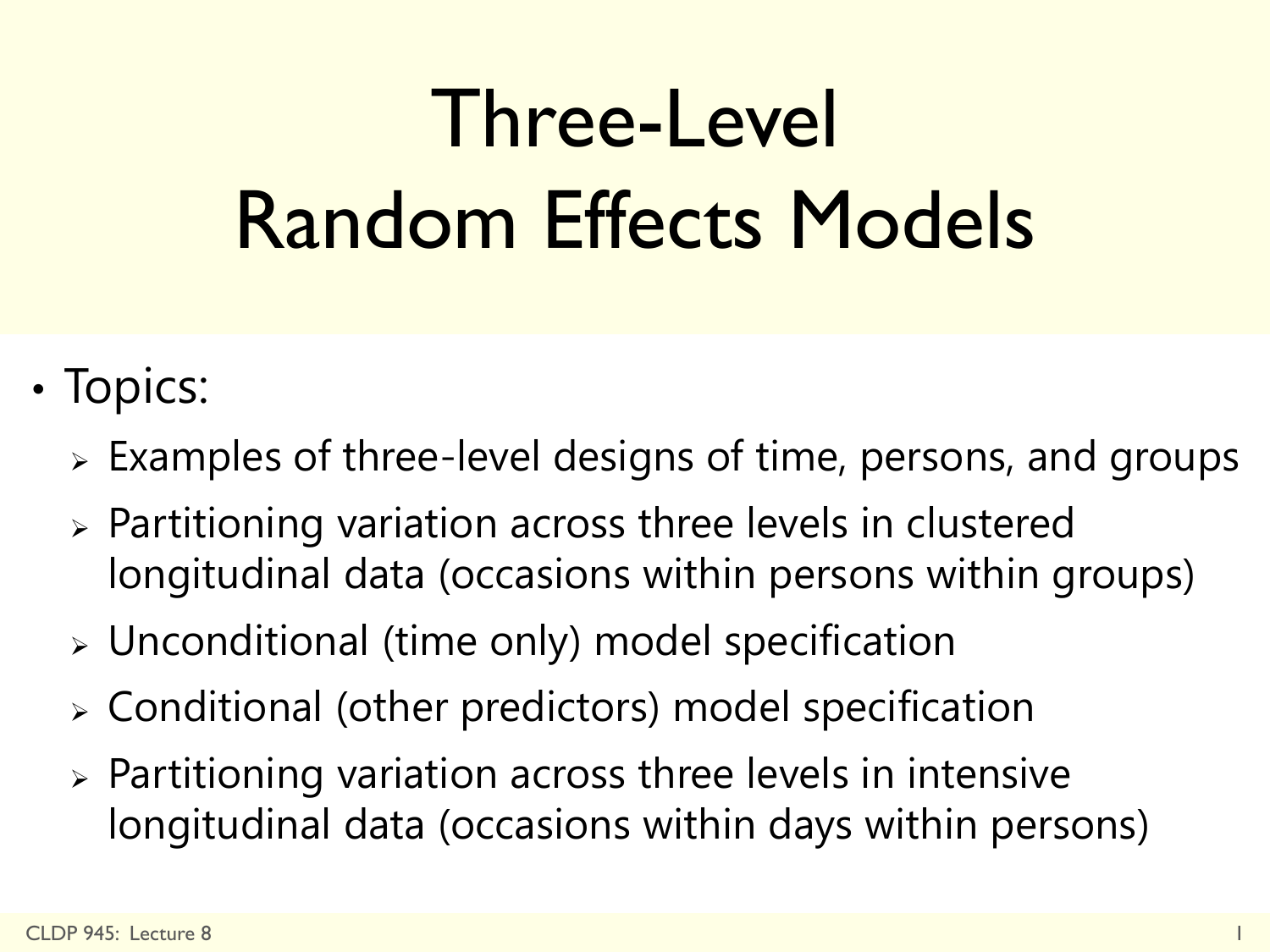# Three-Level Random Effects Models

- Topics:
  - Examples of three-level designs of time, persons, and groups
  - Partitioning variation across three levels in clustered longitudinal data (occasions within persons within groups)
  - Unconditional (time only) model specification
  - Conditional (other predictors) model specification
  - Partitioning variation across three levels in intensive longitudinal data (occasions within days within persons)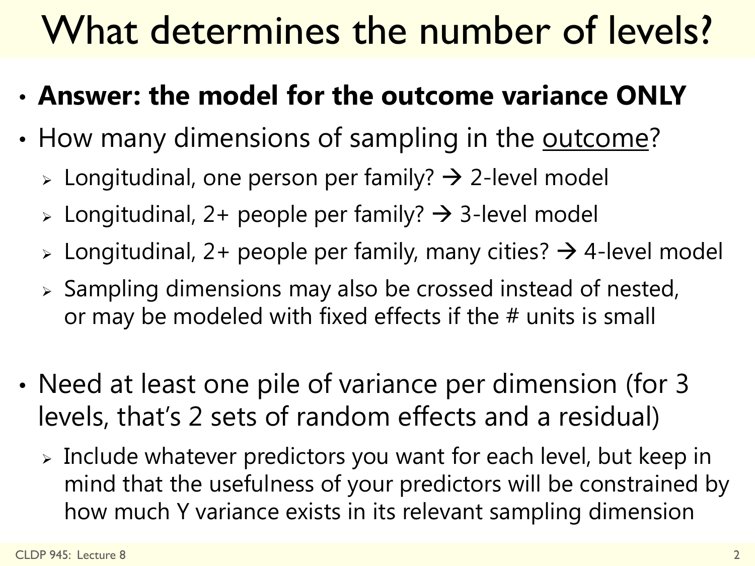# What determines the number of levels?

- **Answer: the model for the outcome variance ONLY**
- How many dimensions of sampling in the <u>outcome</u>?
  - Longitudinal, one person per family? → 2-level model
  - Longitudinal, 2+ people per family? → 3-level model
  - Longitudinal, 2+ people per family, many cities? → 4-level model
  - Sampling dimensions may also be crossed instead of nested, or may be modeled with fixed effects if the # units is small
- Need at least one pile of variance per dimension (for 3 levels, that's 2 sets of random effects and a residual)
  - Include whatever predictors you want for each level, but keep in mind that the usefulness of your predictors will be constrained by how much Y variance exists in its relevant sampling dimension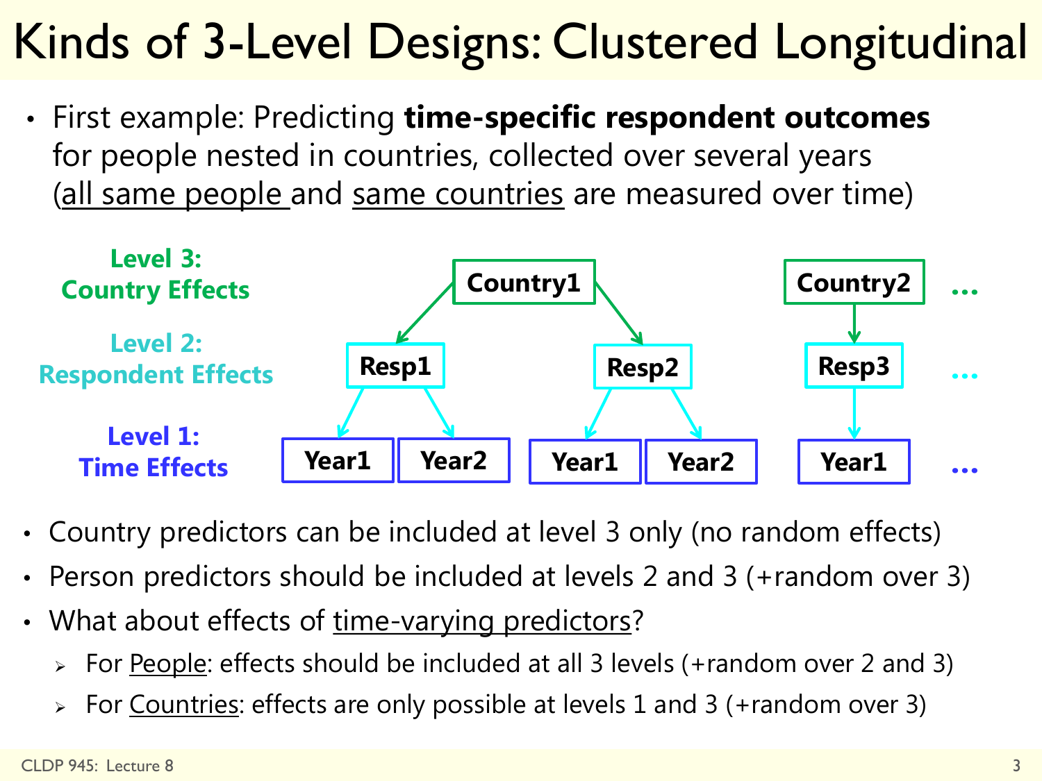# Kinds of 3-Level Designs: Clustered Longitudinal

- First example: Predicting **time-specific respondent outcomes** for people nested in countries, collected over several years (all same people and same countries are measured over time)

**Level 3: Country Effects** — Country1, Country2, ...

**Level 2: Respondent Effects** — Resp1, Resp2 (in Country1); Resp3 (in Country2), ...

**Level 1: Time Effects** — Year1, Year2 (Resp1); Year1, Year2 (Resp2); Year1 (Resp3), ...

- Country predictors can be included at level 3 only (no random effects)
- Person predictors should be included at levels 2 and 3 (+random over 3)
- What about effects of time-varying predictors?
  - For People: effects should be included at all 3 levels (+random over 2 and 3)
  - For Countries: effects are only possible at levels 1 and 3 (+random over 3)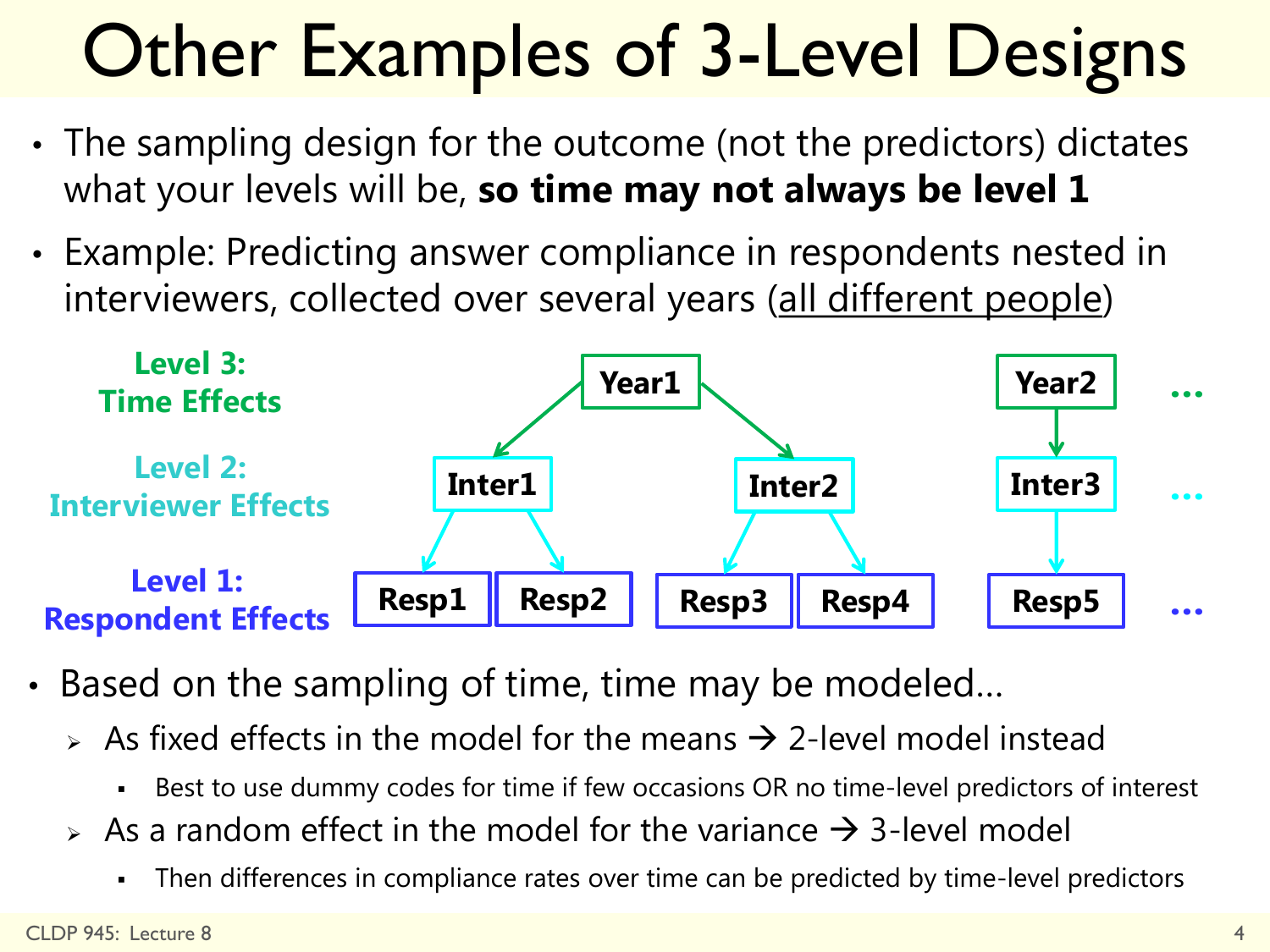# Other Examples of 3-Level Designs

- The sampling design for the outcome (not the predictors) dictates what your levels will be, **so time may not always be level 1**
- Example: Predicting answer compliance in respondents nested in interviewers, collected over several years (all different people)

**Level 3: Time Effects** — Year1, Year2, ...

**Level 2: Interviewer Effects** — Inter1, Inter2 (nested in Year1); Inter3 (nested in Year2), ...

**Level 1: Respondent Effects** — Resp1, Resp2 (nested in Inter1); Resp3, Resp4 (nested in Inter2); Resp5 (nested in Inter3), ...

- Based on the sampling of time, time may be modeled…
  - As fixed effects in the model for the means → 2-level model instead
    - Best to use dummy codes for time if few occasions OR no time-level predictors of interest
  - As a random effect in the model for the variance → 3-level model
    - Then differences in compliance rates over time can be predicted by time-level predictors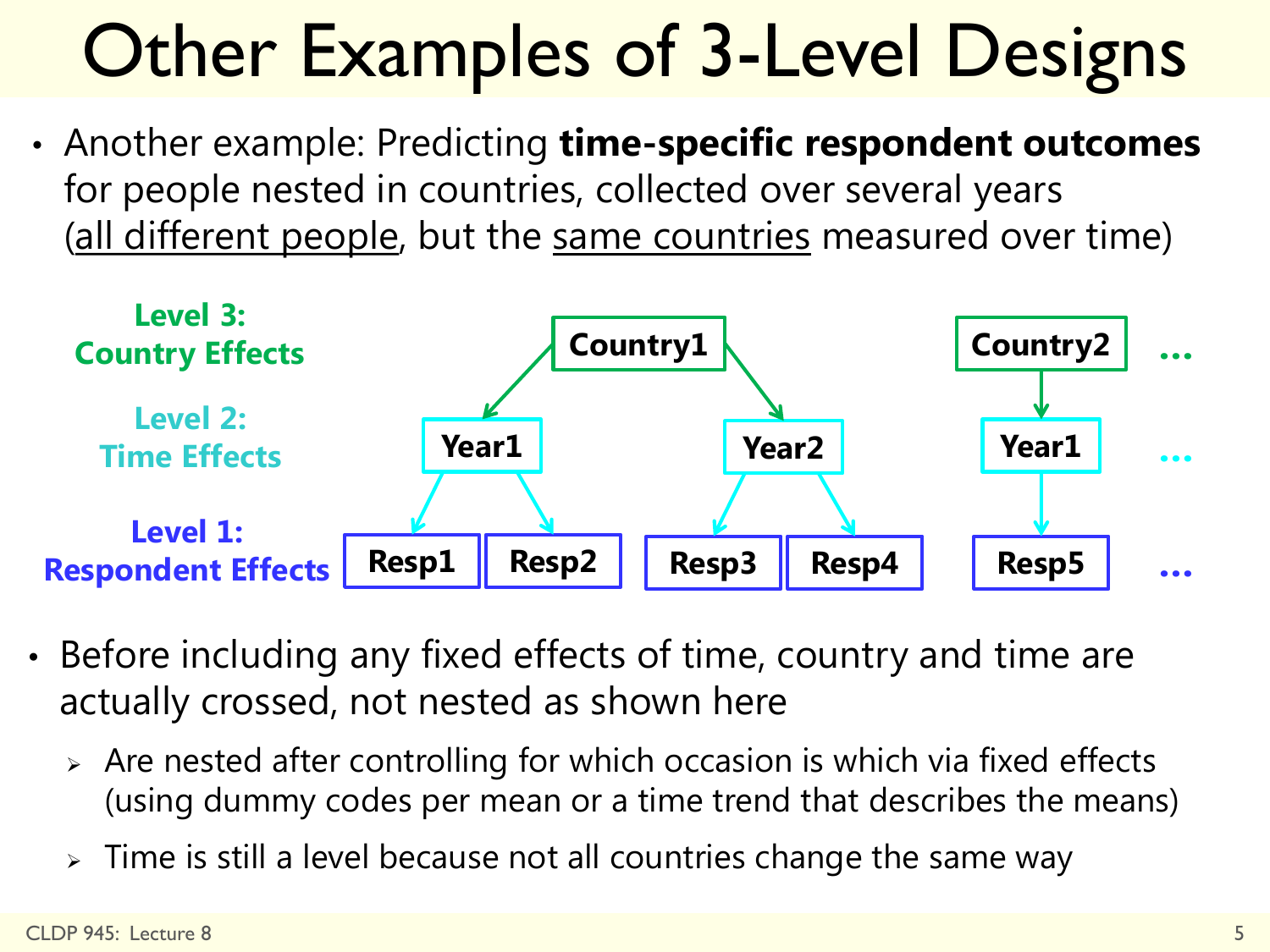# Other Examples of 3-Level Designs

- Another example: Predicting **time-specific respondent outcomes** for people nested in countries, collected over several years (all different people, but the same countries measured over time)

**Level 3: Country Effects** — Country1, Country2, …

**Level 2: Time Effects** — Year1, Year2 (Country1); Year1 (Country2), …

**Level 1: Respondent Effects** — Resp1, Resp2 (Year1); Resp3, Resp4 (Year2); Resp5 (Country2 Year1), …

- Before including any fixed effects of time, country and time are actually crossed, not nested as shown here
  - Are nested after controlling for which occasion is which via fixed effects (using dummy codes per mean or a time trend that describes the means)
  - Time is still a level because not all countries change the same way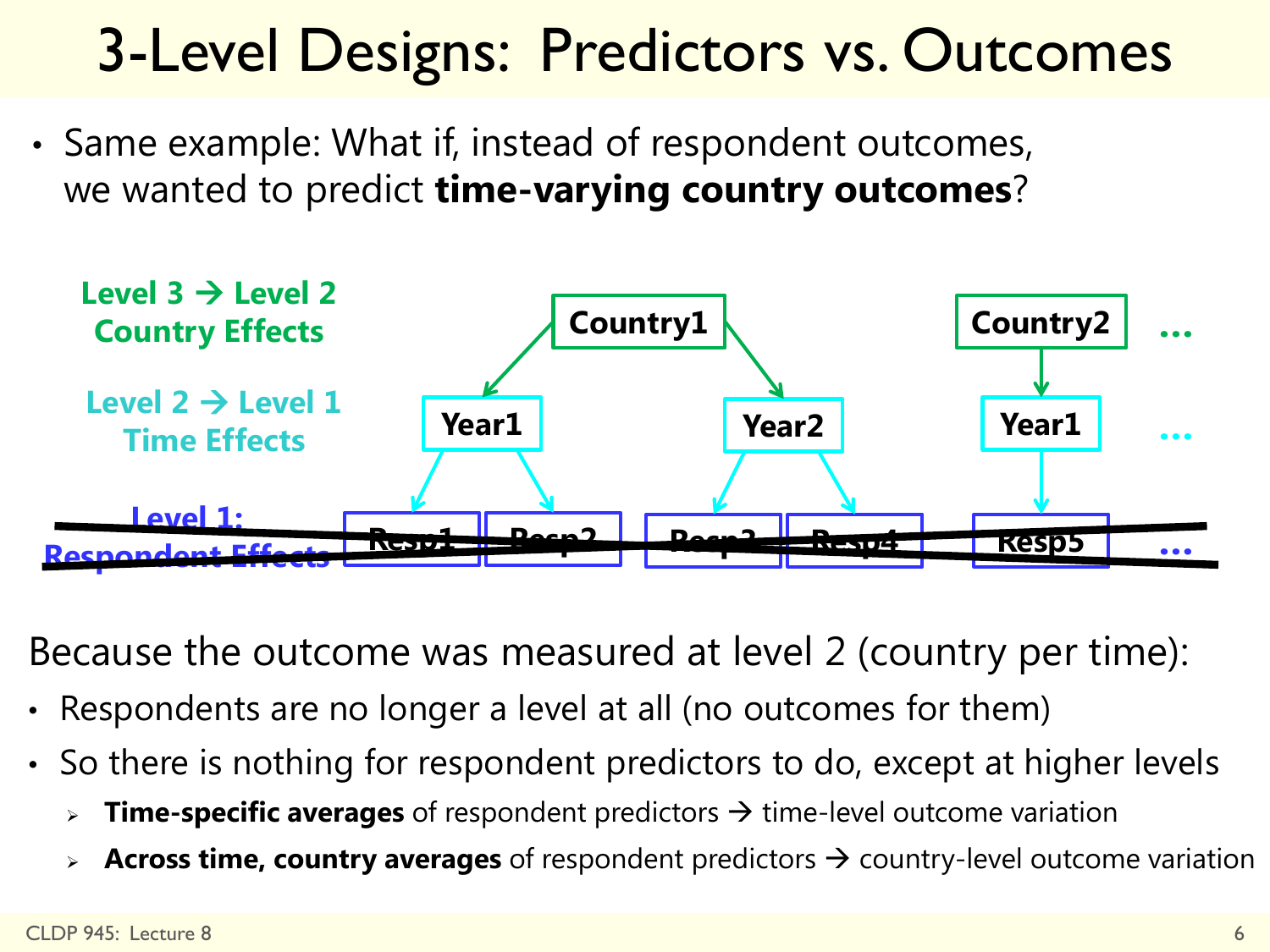# 3-Level Designs: Predictors vs. Outcomes

- Same example: What if, instead of respondent outcomes, we wanted to predict **time-varying country outcomes**?

**Level 3 → Level 2 Country Effects**

**Level 2 → Level 1 Time Effects**

~~**Level 1: Respondent Effects**~~

Country1 → Year1, Year2; Country2 → Year1 …

Year1 → ~~Resp1~~, ~~Resp2~~; Year2 → ~~Resp3~~, ~~Resp4~~; Year1 → ~~Resp5~~ …

Because the outcome was measured at level 2 (country per time):

- Respondents are no longer a level at all (no outcomes for them)
- So there is nothing for respondent predictors to do, except at higher levels
  - **Time-specific averages** of respondent predictors → time-level outcome variation
  - **Across time, country averages** of respondent predictors → country-level outcome variation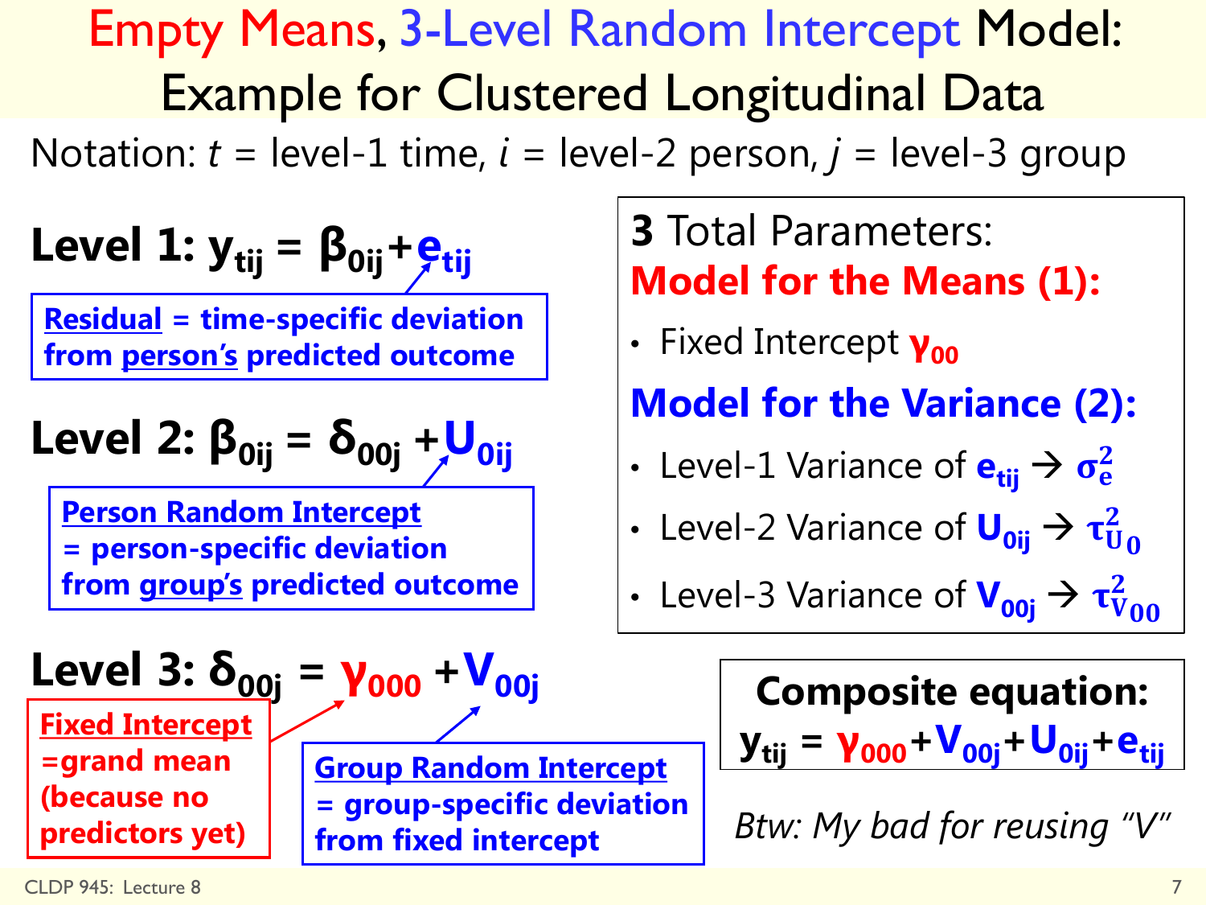# Empty Means, 3-Level Random Intercept Model: Example for Clustered Longitudinal Data

Notation: $t$ = level-1 time, $i$ = level-2 person, $j$ = level-3 group

**Level 1:** $y_{tij} = \beta_{0ij} + e_{tij}$

**Residual = time-specific deviation from person's predicted outcome**

**Level 2:** $\beta_{0ij} = \delta_{00j} + U_{0ij}$

**Person Random Intercept = person-specific deviation from group's predicted outcome**

**Level 3:** $\delta_{00j} = \gamma_{000} + V_{00j}$

**Fixed Intercept =grand mean (because no predictors yet)**

**Group Random Intercept = group-specific deviation from fixed intercept**

**3** Total Parameters:

**Model for the Means (1):**

- Fixed Intercept $\gamma_{00}$

**Model for the Variance (2):**

- Level-1 Variance of $e_{tij}$ → $\sigma_e^2$
- Level-2 Variance of $U_{0ij}$ → $\tau_{U_0}^2$
- Level-3 Variance of $V_{00j}$ → $\tau_{V_{00}}^2$

**Composite equation:**

$$y_{tij} = \gamma_{000} + V_{00j} + U_{0ij} + e_{tij}$$

*Btw: My bad for reusing "V"*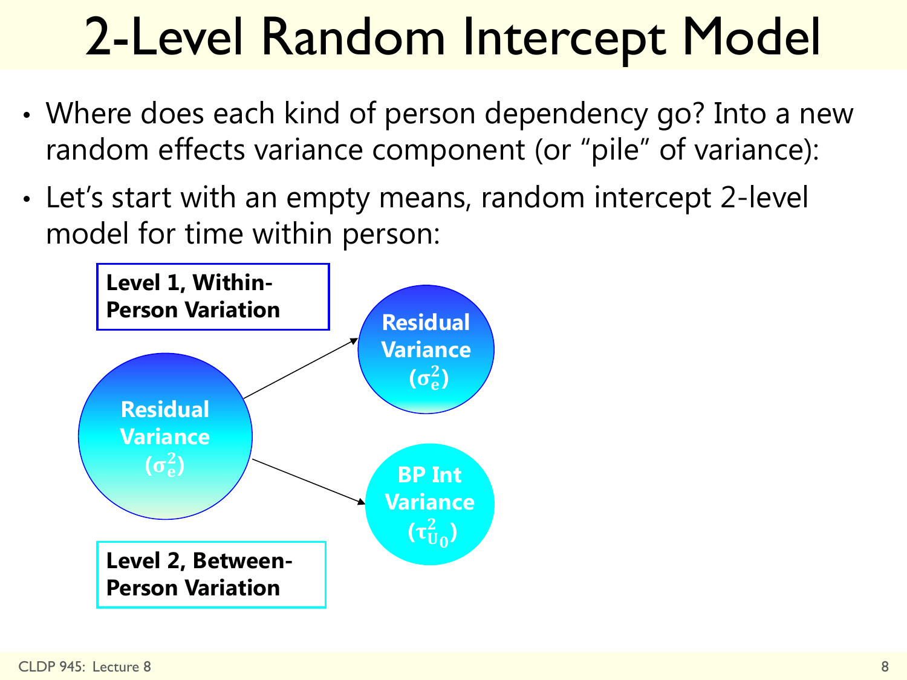# 2-Level Random Intercept Model

- Where does each kind of person dependency go? Into a new random effects variance component (or "pile" of variance):
- Let's start with an empty means, random intercept 2-level model for time within person:

**Level 1, Within-Person Variation**

**Residual Variance ($\sigma_e^2$)** → **Residual Variance ($\sigma_e^2$)**

**Residual Variance ($\sigma_e^2$)** → **BP Int Variance ($\tau_{U_0}^2$)**

**Level 2, Between-Person Variation**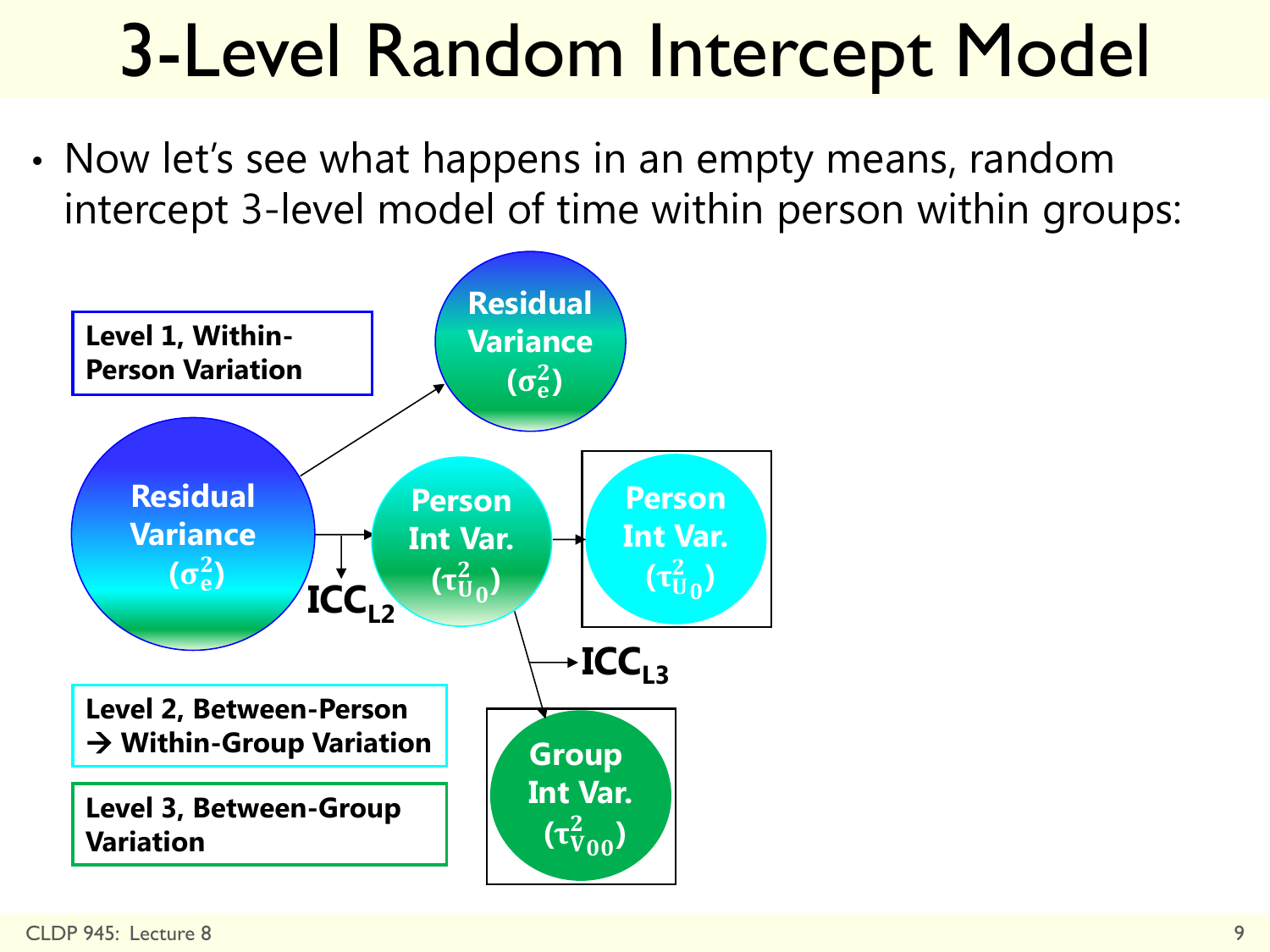# 3-Level Random Intercept Model

- Now let's see what happens in an empty means, random intercept 3-level model of time within person within groups:

**Level 1, Within-Person Variation**

**Level 2, Between-Person → Within-Group Variation**

**Level 3, Between-Group Variation**

Residual Variance ($\sigma_e^2$)

Residual Variance ($\sigma_e^2$)

Person Int Var. ($\tau_{U_0}^2$)

Person Int Var. ($\tau_{U_0}^2$)

Group Int Var. ($\tau_{V_{00}}^2$)

$ICC_{L2}$

$ICC_{L3}$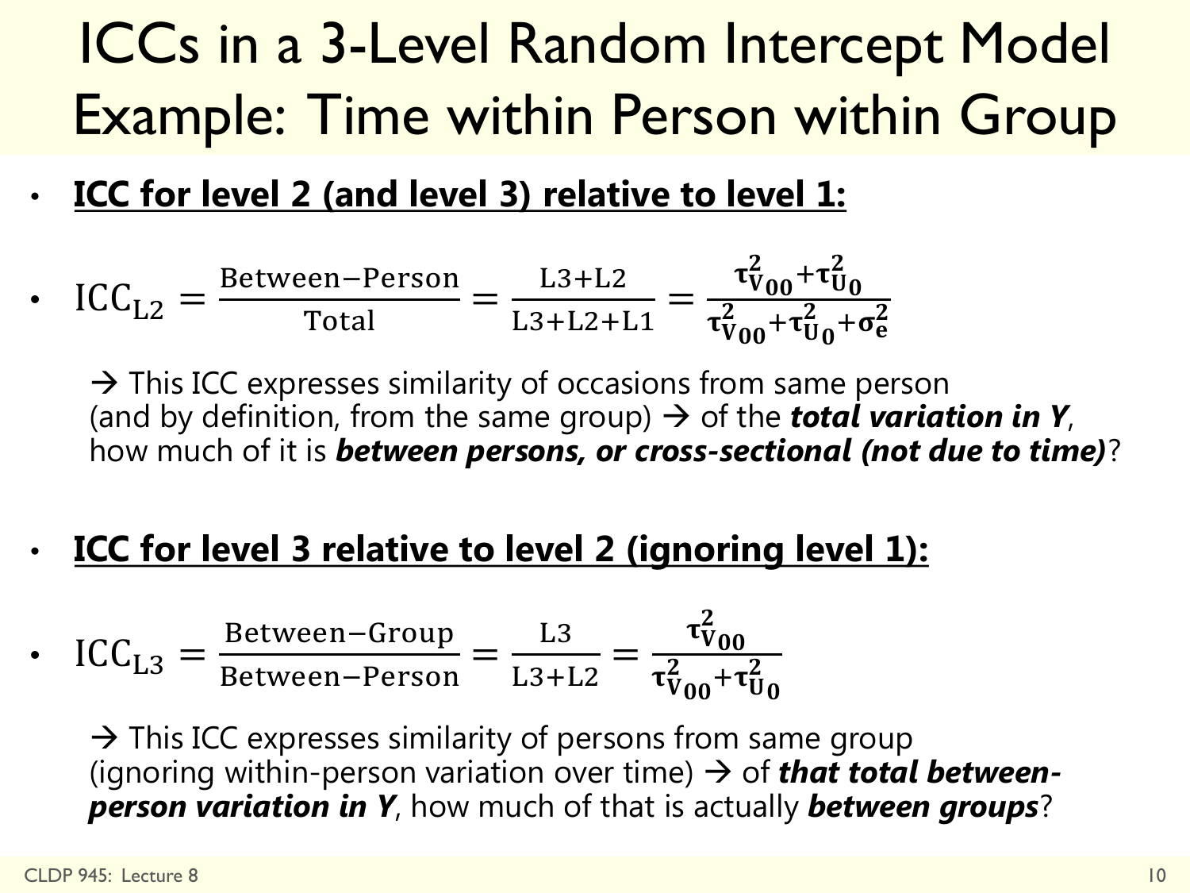# ICCs in a 3-Level Random Intercept Model Example: Time within Person within Group

- **ICC for level 2 (and level 3) relative to level 1:**

- $\text{ICC}_{\text{L2}} = \frac{\text{Between-Person}}{\text{Total}} = \frac{\text{L3+L2}}{\text{L3+L2+L1}} = \frac{\tau^2_{V_{00}} + \tau^2_{U_0}}{\tau^2_{V_{00}} + \tau^2_{U_0} + \sigma^2_e}$

  → This ICC expresses similarity of occasions from same person (and by definition, from the same group) → of the ***total variation in Y***, how much of it is ***between persons, or cross-sectional (not due to time)***?

- **ICC for level 3 relative to level 2 (ignoring level 1):**

- $\text{ICC}_{\text{L3}} = \frac{\text{Between-Group}}{\text{Between-Person}} = \frac{\text{L3}}{\text{L3+L2}} = \frac{\tau^2_{V_{00}}}{\tau^2_{V_{00}} + \tau^2_{U_0}}$

  → This ICC expresses similarity of persons from same group (ignoring within-person variation over time) → of ***that total between-person variation in Y***, how much of that is actually ***between groups***?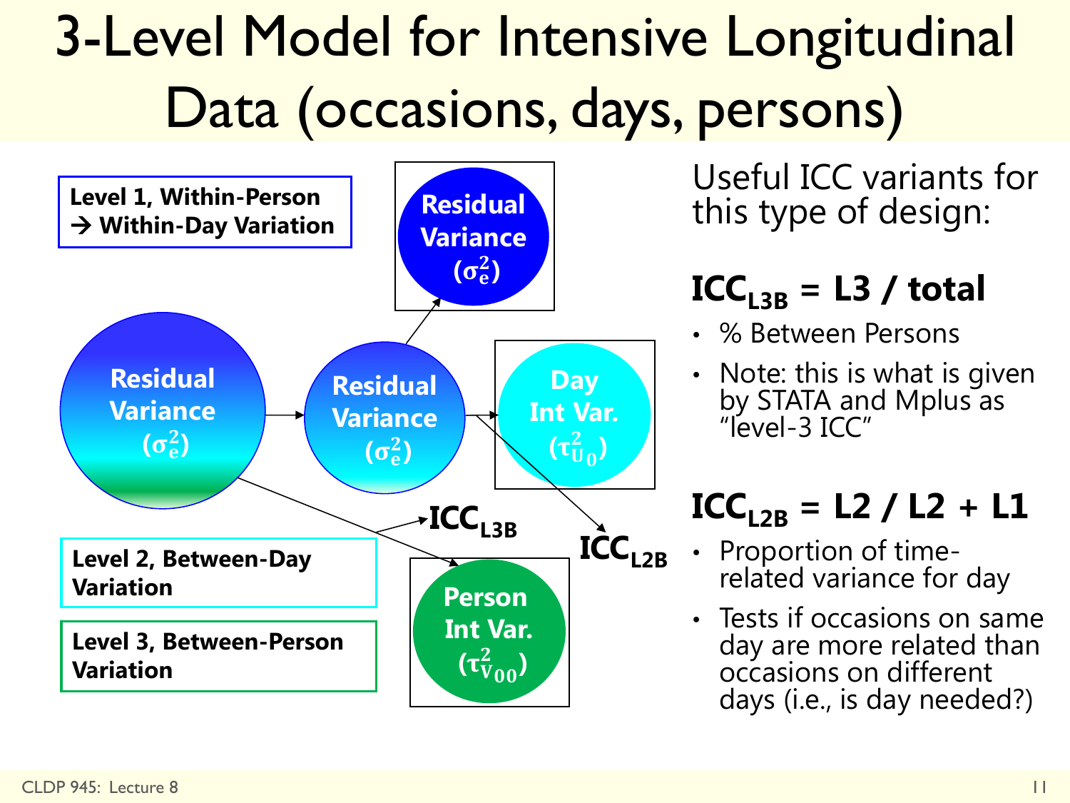# 3-Level Model for Intensive Longitudinal Data (occasions, days, persons)

**Level 1, Within-Person → Within-Day Variation**

**Level 2, Between-Day Variation**

**Level 3, Between-Person Variation**

Residual Variance ($\sigma_e^2$) → Residual Variance ($\sigma_e^2$) → Residual Variance ($\sigma_e^2$)

Residual Variance ($\sigma_e^2$) → Day Int Var. ($\tau_{U_0}^2$)

Residual Variance ($\sigma_e^2$) → Person Int Var. ($\tau_{V_{00}}^2$)

$\mathbf{ICC_{L3B}}$

$\mathbf{ICC_{L2B}}$

Useful ICC variants for this type of design:

## $\mathbf{ICC_{L3B}}$ = L3 / total

- % Between Persons
- Note: this is what is given by STATA and Mplus as "level-3 ICC"

## $\mathbf{ICC_{L2B}}$ = L2 / L2 + L1

- Proportion of time-related variance for day
- Tests if occasions on same day are more related than occasions on different days (i.e., is day needed?)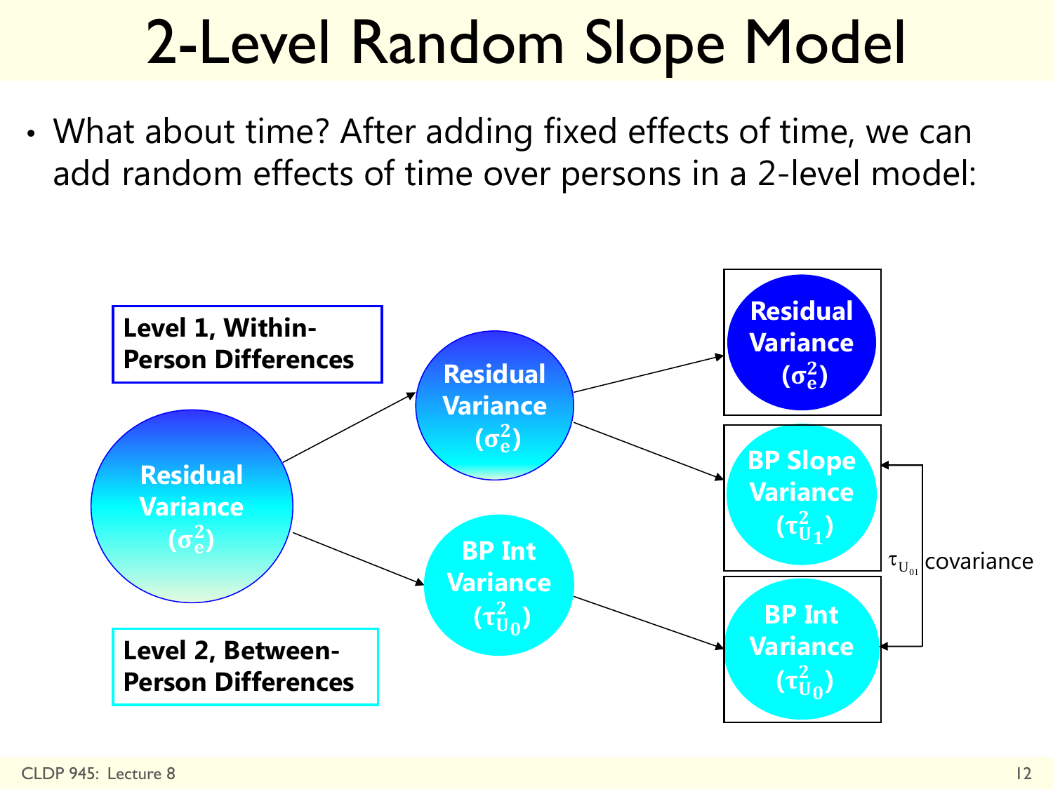# 2-Level Random Slope Model

- What about time? After adding fixed effects of time, we can add random effects of time over persons in a 2-level model:

**Level 1, Within-Person Differences**

**Level 2, Between-Person Differences**

**Residual Variance ($\sigma_e^2$)**

**Residual Variance ($\sigma_e^2$)**

**BP Int Variance ($\tau_{U_0}^2$)**

**Residual Variance ($\sigma_e^2$)**

**BP Slope Variance ($\tau_{U_1}^2$)**

**BP Int Variance ($\tau_{U_0}^2$)**

$\tau_{U_{01}}$ covariance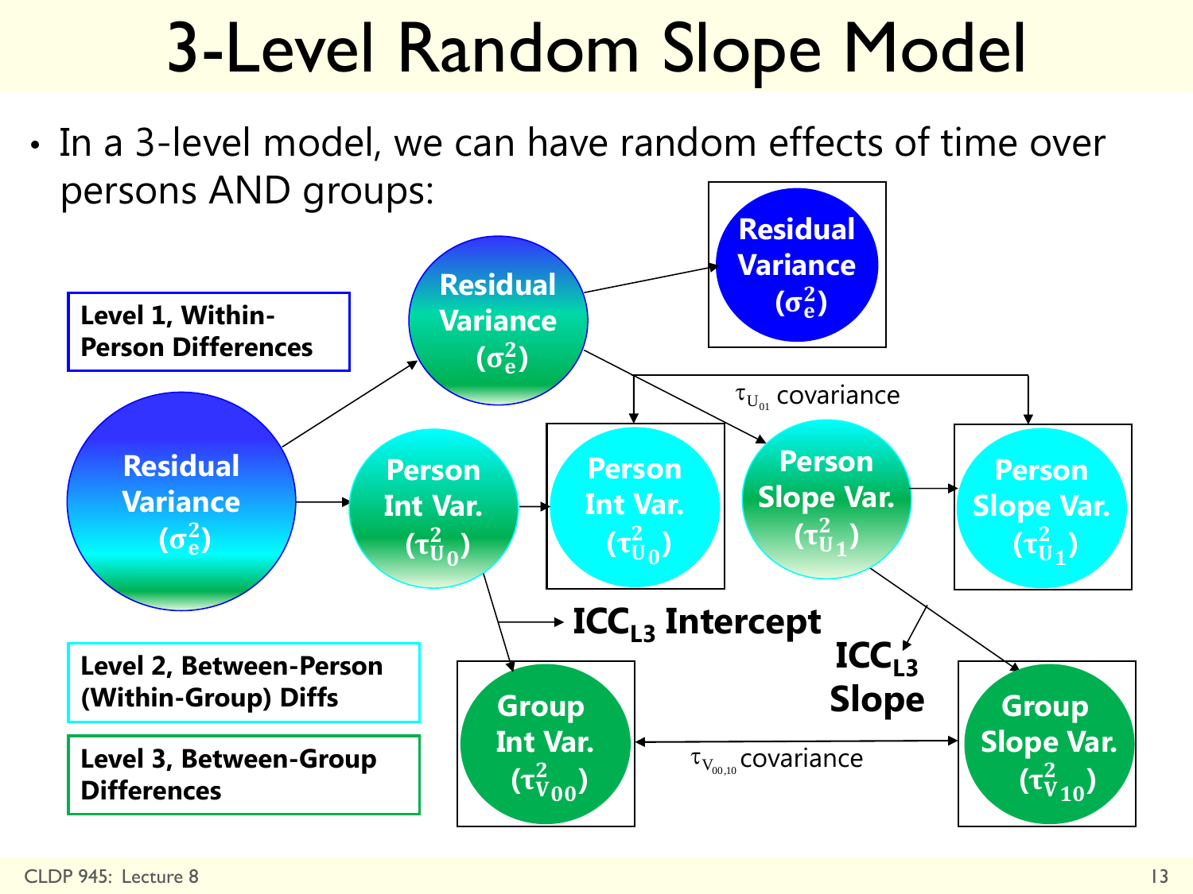# 3-Level Random Slope Model

- In a 3-level model, we can have random effects of time over persons AND groups:

**Level 1, Within-Person Differences**

**Level 2, Between-Person (Within-Group) Diffs**

**Level 3, Between-Group Differences**

**Residual Variance ($\sigma_e^2$)**

**Residual Variance ($\sigma_e^2$)**

**Residual Variance ($\sigma_e^2$)**

**Person Int Var. ($\tau_{U_0}^2$)**

**Person Int Var. ($\tau_{U_0}^2$)**

**Person Slope Var. ($\tau_{U_1}^2$)**

**Person Slope Var. ($\tau_{U_1}^2$)**

$\tau_{U_{01}}$ covariance

**$ICC_{L3}$ Intercept**

**$ICC_{L3}$ Slope**

**Group Int Var. ($\tau_{V_{00}}^2$)**

**Group Slope Var. ($\tau_{V_{10}}^2$)**

$\tau_{V_{00,10}}$ covariance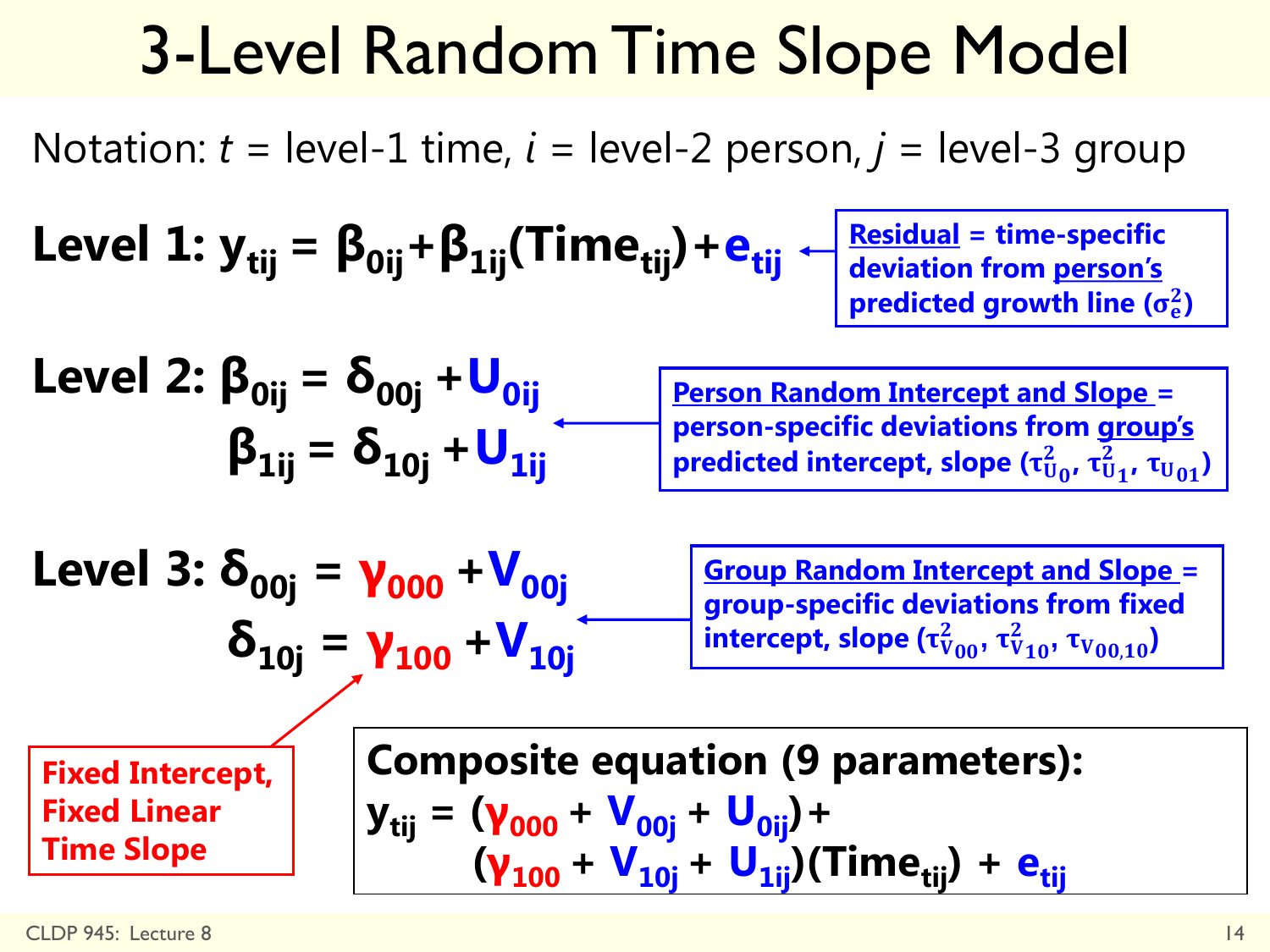# 3-Level Random Time Slope Model

Notation: $t$ = level-1 time, $i$ = level-2 person, $j$ = level-3 group

**Level 1:** $y_{tij} = \beta_{0ij} + \beta_{1ij}(Time_{tij}) + e_{tij}$

**Residual** = time-specific deviation from **person's** predicted growth line ($\sigma_e^2$)

**Level 2:**

$$\beta_{0ij} = \delta_{00j} + U_{0ij}$$

$$\beta_{1ij} = \delta_{10j} + U_{1ij}$$

**Person Random Intercept and Slope** = person-specific deviations from **group's** predicted intercept, slope ($\tau_{U_0}^2$, $\tau_{U_1}^2$, $\tau_{U_{01}}$)

**Level 3:**

$$\delta_{00j} = \gamma_{000} + V_{00j}$$

$$\delta_{10j} = \gamma_{100} + V_{10j}$$

**Group Random Intercept and Slope** = group-specific deviations from fixed intercept, slope ($\tau_{V_{00}}^2$, $\tau_{V_{10}}^2$, $\tau_{V_{00,10}}$)

**Fixed Intercept, Fixed Linear Time Slope**

**Composite equation (9 parameters):**

$$y_{tij} = (\gamma_{000} + V_{00j} + U_{0ij}) + (\gamma_{100} + V_{10j} + U_{1ij})(Time_{tij}) + e_{tij}$$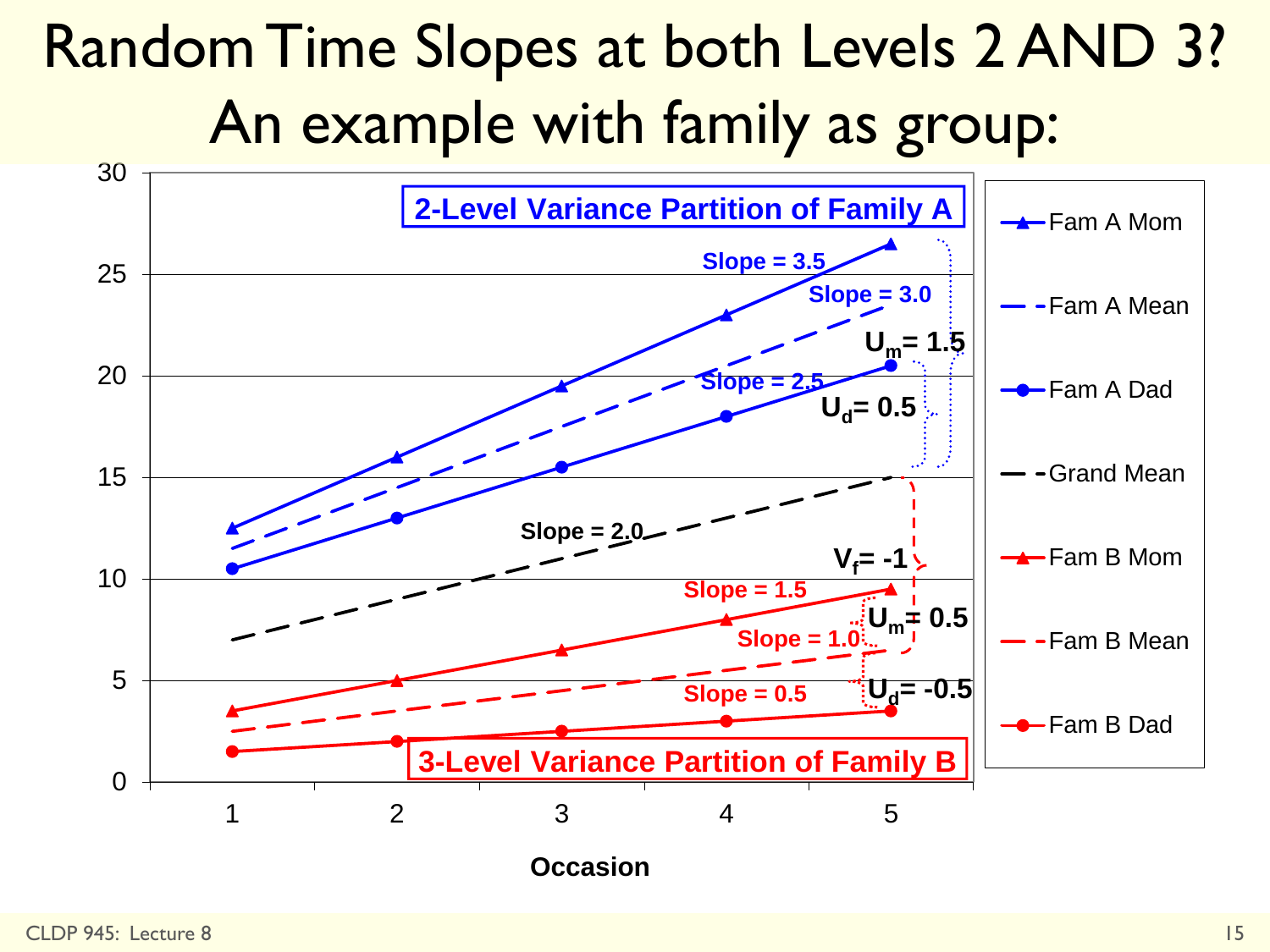# Random Time Slopes at both Levels 2 AND 3? An example with family as group:

**2-Level Variance Partition of Family A**

**3-Level Variance Partition of Family B**

Slope = 3.5

Slope = 3.0

Slope = 2.5

$U_m$ = 1.5

$U_d$ = 0.5

Slope = 2.0

$V_f$ = -1

Slope = 1.5

Slope = 1.0

Slope = 0.5

$U_m$ = 0.5

$U_d$ = -0.5

Legend: Fam A Mom, Fam A Mean, Fam A Dad, Grand Mean, Fam B Mom, Fam B Mean, Fam B Dad

Y-axis: 0–30; X-axis: **Occasion** (1–5)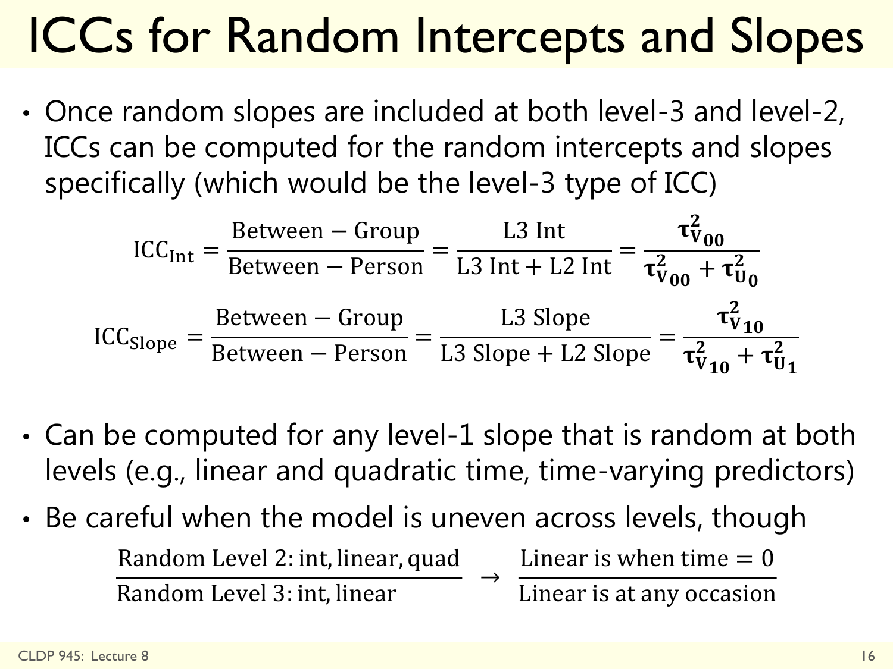# ICCs for Random Intercepts and Slopes

- Once random slopes are included at both level-3 and level-2, ICCs can be computed for the random intercepts and slopes specifically (which would be the level-3 type of ICC)

$$\text{ICC}_{\text{Int}} = \frac{\text{Between} - \text{Group}}{\text{Between} - \text{Person}} = \frac{\text{L3 Int}}{\text{L3 Int} + \text{L2 Int}} = \frac{\boldsymbol{\tau}^2_{\mathbf{V_{00}}}}{\boldsymbol{\tau}^2_{\mathbf{V_{00}}} + \boldsymbol{\tau}^2_{\mathbf{U_0}}}$$

$$\text{ICC}_{\text{Slope}} = \frac{\text{Between} - \text{Group}}{\text{Between} - \text{Person}} = \frac{\text{L3 Slope}}{\text{L3 Slope} + \text{L2 Slope}} = \frac{\boldsymbol{\tau}^2_{\mathbf{V_{10}}}}{\boldsymbol{\tau}^2_{\mathbf{V_{10}}} + \boldsymbol{\tau}^2_{\mathbf{U_1}}}$$

- Can be computed for any level-1 slope that is random at both levels (e.g., linear and quadratic time, time-varying predictors)
- Be careful when the model is uneven across levels, though

$$\frac{\text{Random Level 2: int, linear, quad}}{\text{Random Level 3: int, linear}} \rightarrow \frac{\text{Linear is when time} = 0}{\text{Linear is at any occasion}}$$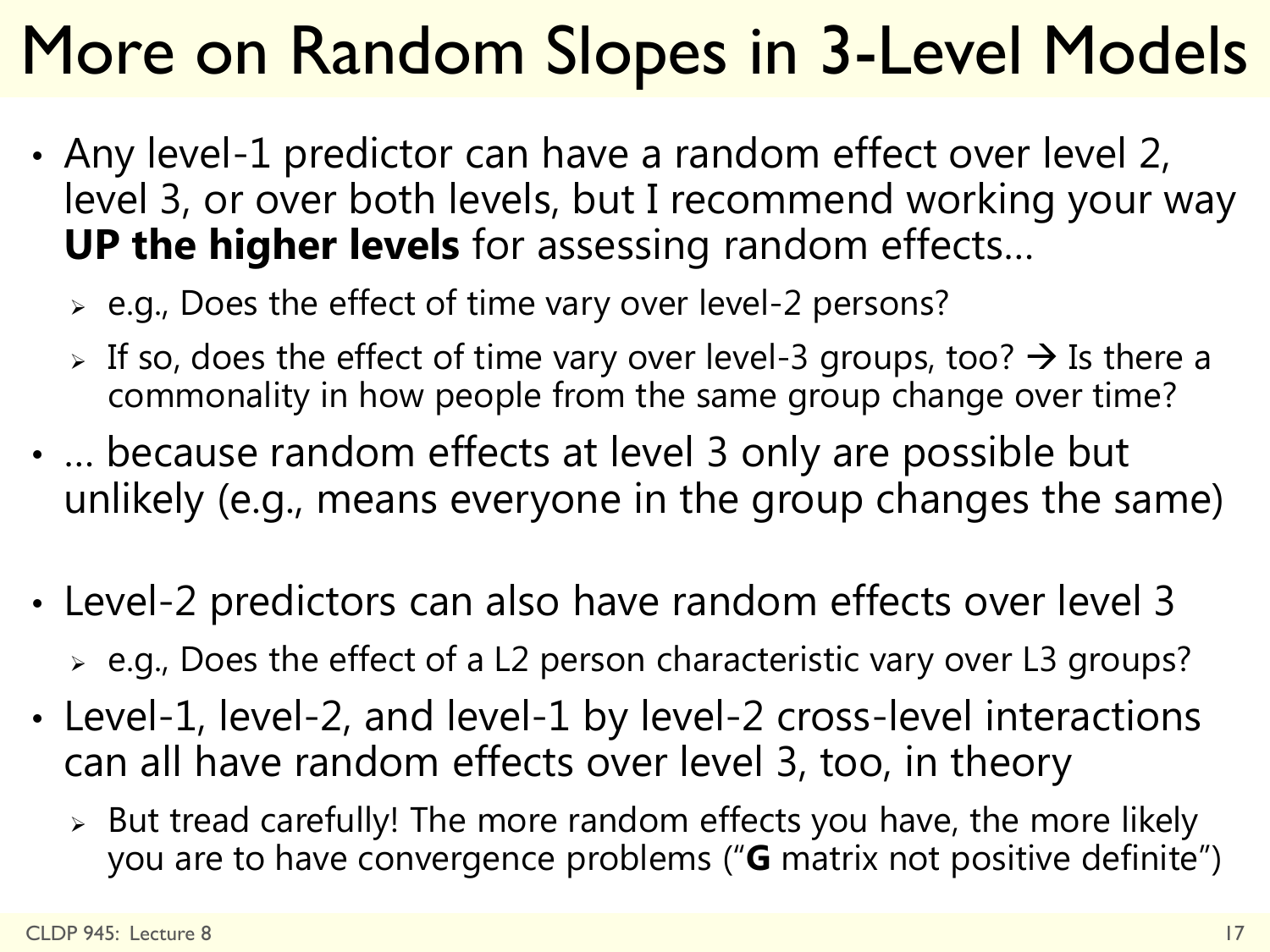# More on Random Slopes in 3-Level Models

- Any level-1 predictor can have a random effect over level 2, level 3, or over both levels, but I recommend working your way **UP the higher levels** for assessing random effects…
  - e.g., Does the effect of time vary over level-2 persons?
  - If so, does the effect of time vary over level-3 groups, too? → Is there a commonality in how people from the same group change over time?
- … because random effects at level 3 only are possible but unlikely (e.g., means everyone in the group changes the same)

- Level-2 predictors can also have random effects over level 3
  - e.g., Does the effect of a L2 person characteristic vary over L3 groups?
- Level-1, level-2, and level-1 by level-2 cross-level interactions can all have random effects over level 3, too, in theory
  - But tread carefully! The more random effects you have, the more likely you are to have convergence problems ("**G** matrix not positive definite")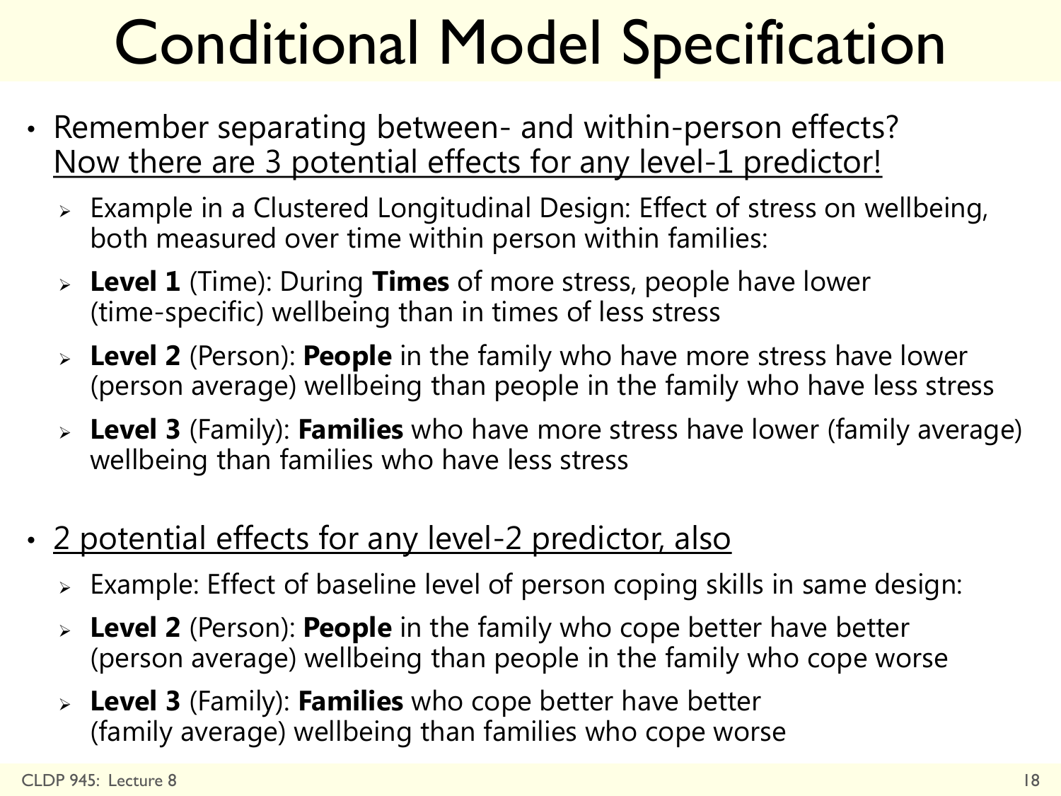# Conditional Model Specification

- Remember separating between- and within-person effects? <u>Now there are 3 potential effects for any level-1 predictor!</u>
  - Example in a Clustered Longitudinal Design: Effect of stress on wellbeing, both measured over time within person within families:
  - **Level 1** (Time): During **Times** of more stress, people have lower (time-specific) wellbeing than in times of less stress
  - **Level 2** (Person): **People** in the family who have more stress have lower (person average) wellbeing than people in the family who have less stress
  - **Level 3** (Family): **Families** who have more stress have lower (family average) wellbeing than families who have less stress

- <u>2 potential effects for any level-2 predictor, also</u>
  - Example: Effect of baseline level of person coping skills in same design:
  - **Level 2** (Person): **People** in the family who cope better have better (person average) wellbeing than people in the family who cope worse
  - **Level 3** (Family): **Families** who cope better have better (family average) wellbeing than families who cope worse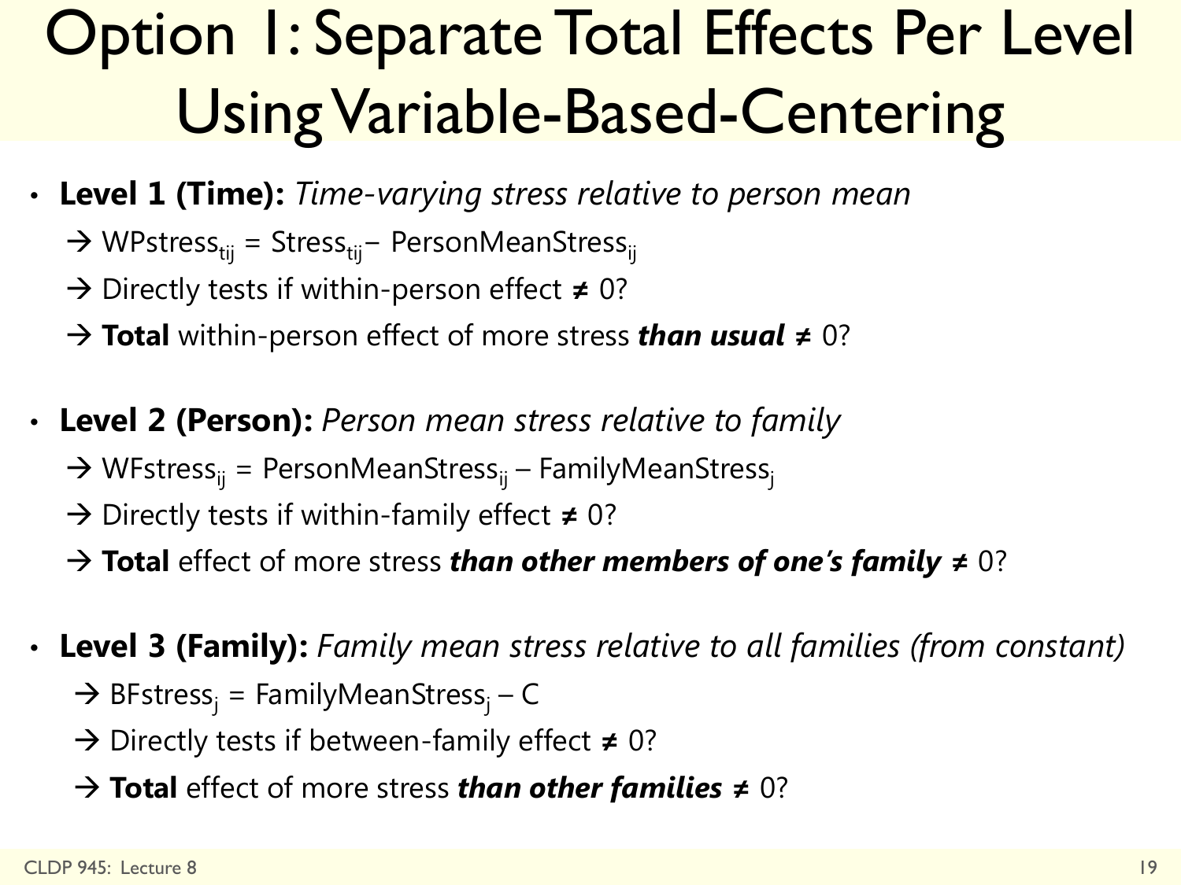# Option 1: Separate Total Effects Per Level Using Variable-Based-Centering

- **Level 1 (Time):** *Time-varying stress relative to person mean*
  - → $WPstress_{tij} = Stress_{tij} - PersonMeanStress_{ij}$
  - → Directly tests if within-person effect ≠ 0?
  - → **Total** within-person effect of more stress ***than usual*** ≠ 0?

- **Level 2 (Person):** *Person mean stress relative to family*
  - → $WFstress_{ij} = PersonMeanStress_{ij} - FamilyMeanStress_{j}$
  - → Directly tests if within-family effect ≠ 0?
  - → **Total** effect of more stress ***than other members of one's family*** ≠ 0?

- **Level 3 (Family):** *Family mean stress relative to all families (from constant)*
  - → $BFstress_{j} = FamilyMeanStress_{j} - C$
  - → Directly tests if between-family effect ≠ 0?
  - → **Total** effect of more stress ***than other families*** ≠ 0?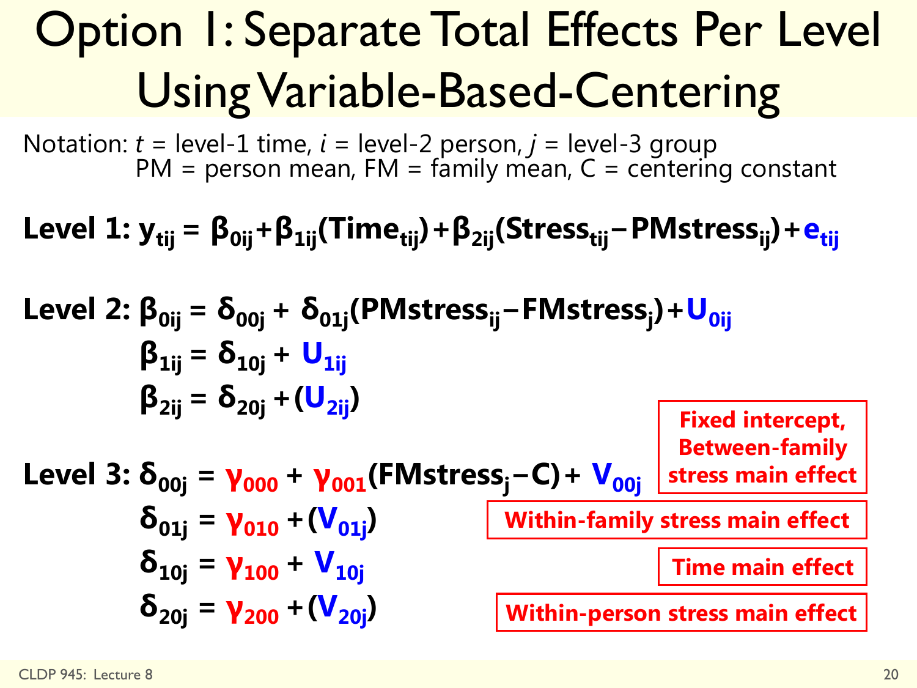# Option 1: Separate Total Effects Per Level Using Variable-Based-Centering

Notation: $t$ = level-1 time, $i$ = level-2 person, $j$ = level-3 group
PM = person mean, FM = family mean, C = centering constant

**Level 1:** $y_{tij} = \beta_{0ij} + \beta_{1ij}(Time_{tij}) + \beta_{2ij}(Stress_{tij} - PMstress_{ij}) + e_{tij}$

**Level 2:**

$$\beta_{0ij} = \delta_{00j} + \delta_{01j}(PMstress_{ij} - FMstress_{j}) + U_{0ij}$$

$$\beta_{1ij} = \delta_{10j} + U_{1ij}$$

$$\beta_{2ij} = \delta_{20j} + (U_{2ij})$$

**Level 3:**

$$\delta_{00j} = \gamma_{000} + \gamma_{001}(FMstress_{j} - C) + V_{00j}$$

**Fixed intercept, Between-family stress main effect**

$$\delta_{01j} = \gamma_{010} + (V_{01j})$$

**Within-family stress main effect**

$$\delta_{10j} = \gamma_{100} + V_{10j}$$

**Time main effect**

$$\delta_{20j} = \gamma_{200} + (V_{20j})$$

**Within-person stress main effect**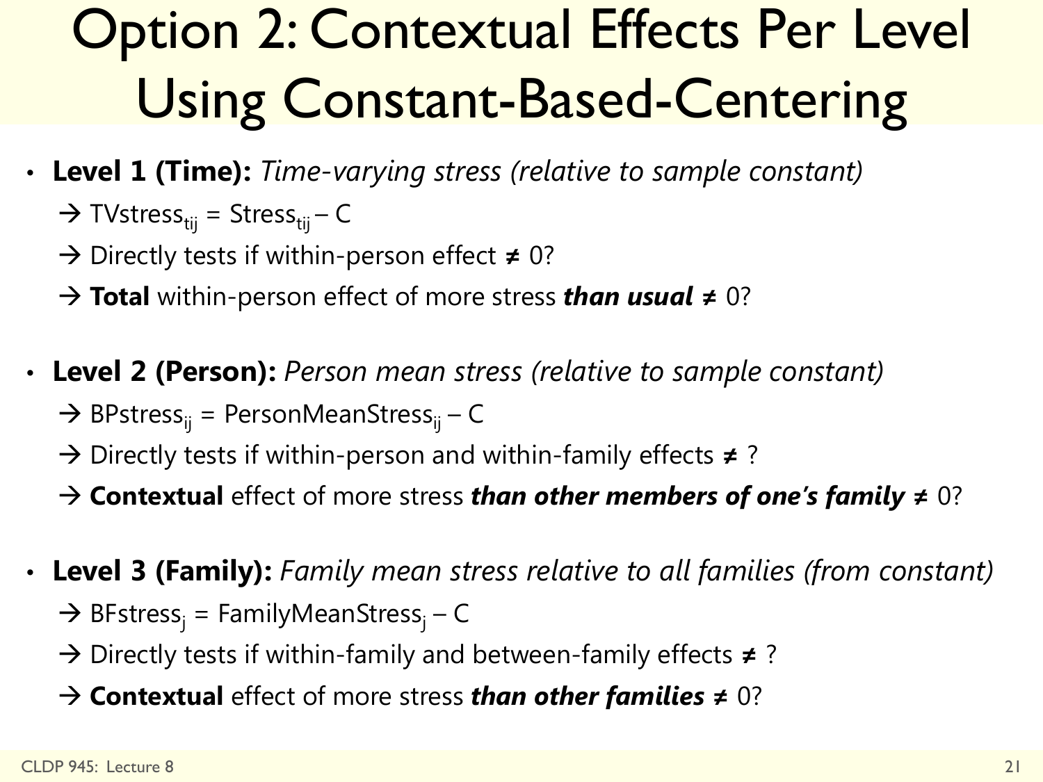# Option 2: Contextual Effects Per Level Using Constant-Based-Centering

- **Level 1 (Time):** *Time-varying stress (relative to sample constant)*
  - → $TVstress_{tij} = Stress_{tij} - C$
  - → Directly tests if within-person effect ≠ 0?
  - → **Total** within-person effect of more stress ***than usual*** ≠ 0?

- **Level 2 (Person):** *Person mean stress (relative to sample constant)*
  - → $BPstress_{ij} = PersonMeanStress_{ij} - C$
  - → Directly tests if within-person and within-family effects ≠ ?
  - → **Contextual** effect of more stress ***than other members of one's family*** ≠ 0?

- **Level 3 (Family):** *Family mean stress relative to all families (from constant)*
  - → $BFstress_{j} = FamilyMeanStress_{j} - C$
  - → Directly tests if within-family and between-family effects ≠ ?
  - → **Contextual** effect of more stress ***than other families*** ≠ 0?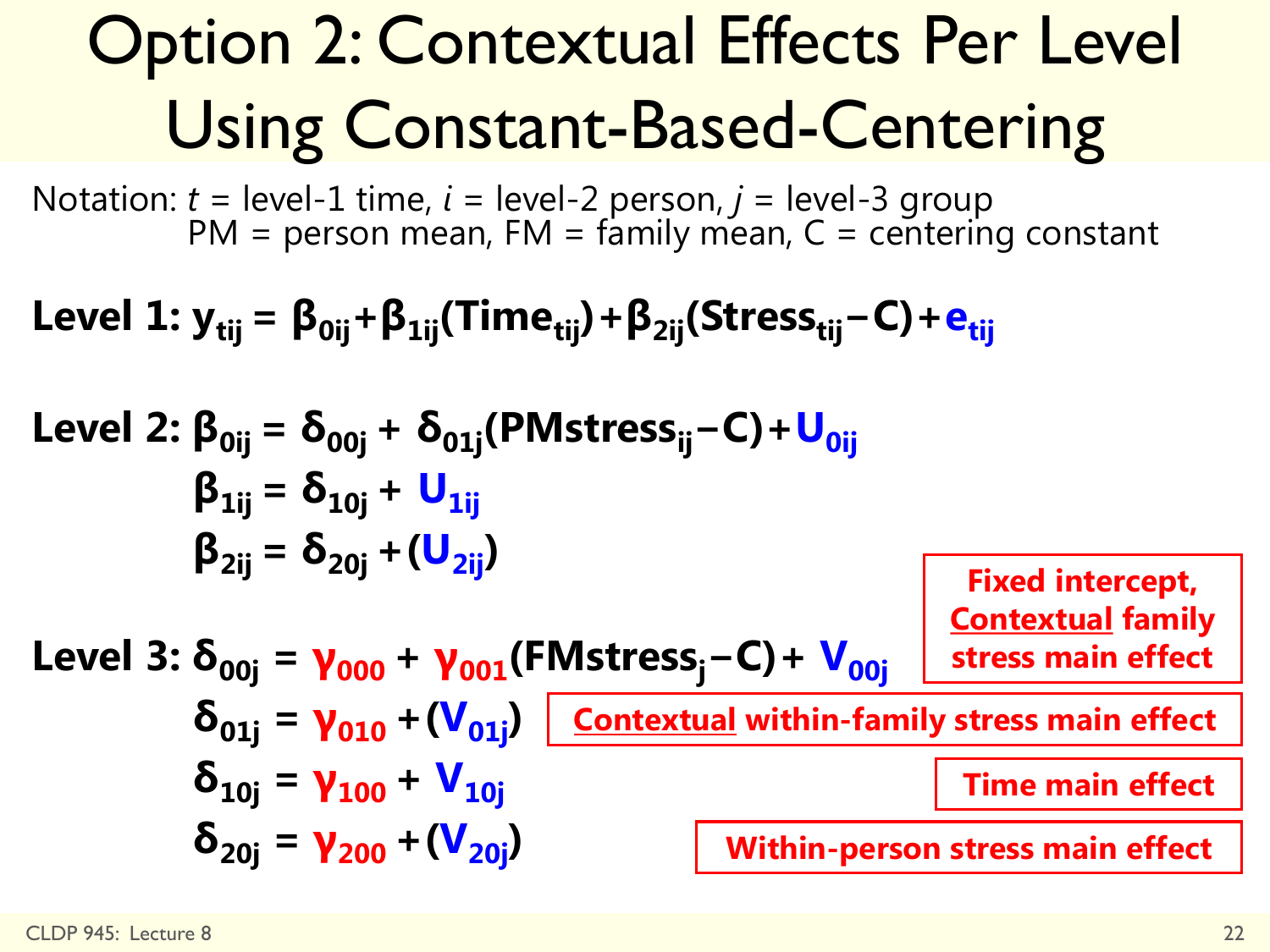# Option 2: Contextual Effects Per Level Using Constant-Based-Centering

Notation: $t$ = level-1 time, $i$ = level-2 person, $j$ = level-3 group
PM = person mean, FM = family mean, C = centering constant

**Level 1:** $y_{tij} = \beta_{0ij} + \beta_{1ij}(Time_{tij}) + \beta_{2ij}(Stress_{tij} - C) + e_{tij}$

**Level 2:**

$$\beta_{0ij} = \delta_{00j} + \delta_{01j}(PMstress_{ij} - C) + U_{0ij}$$

$$\beta_{1ij} = \delta_{10j} + U_{1ij}$$

$$\beta_{2ij} = \delta_{20j} + (U_{2ij})$$

**Level 3:**

$$\delta_{00j} = \gamma_{000} + \gamma_{001}(FMstress_j - C) + V_{00j}$$

**Fixed intercept, Contextual family stress main effect**

$$\delta_{01j} = \gamma_{010} + (V_{01j})$$

**Contextual within-family stress main effect**

$$\delta_{10j} = \gamma_{100} + V_{10j}$$

**Time main effect**

$$\delta_{20j} = \gamma_{200} + (V_{20j})$$

**Within-person stress main effect**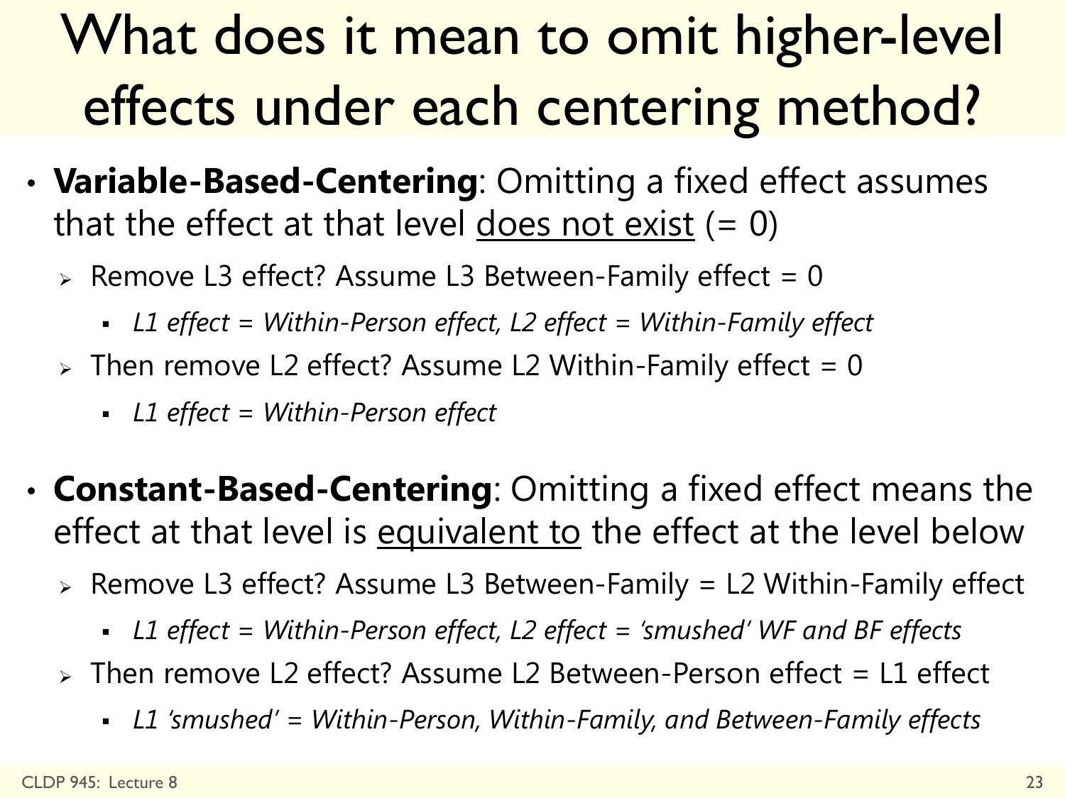# What does it mean to omit higher-level effects under each centering method?

- **Variable-Based-Centering**: Omitting a fixed effect assumes that the effect at that level <u>does not exist</u> (= 0)
  - Remove L3 effect? Assume L3 Between-Family effect = 0
    - *L1 effect = Within-Person effect, L2 effect = Within-Family effect*
  - Then remove L2 effect? Assume L2 Within-Family effect = 0
    - *L1 effect = Within-Person effect*

- **Constant-Based-Centering**: Omitting a fixed effect means the effect at that level is <u>equivalent to</u> the effect at the level below
  - Remove L3 effect? Assume L3 Between-Family = L2 Within-Family effect
    - *L1 effect = Within-Person effect, L2 effect = 'smushed' WF and BF effects*
  - Then remove L2 effect? Assume L2 Between-Person effect = L1 effect
    - *L1 'smushed' = Within-Person, Within-Family, and Between-Family effects*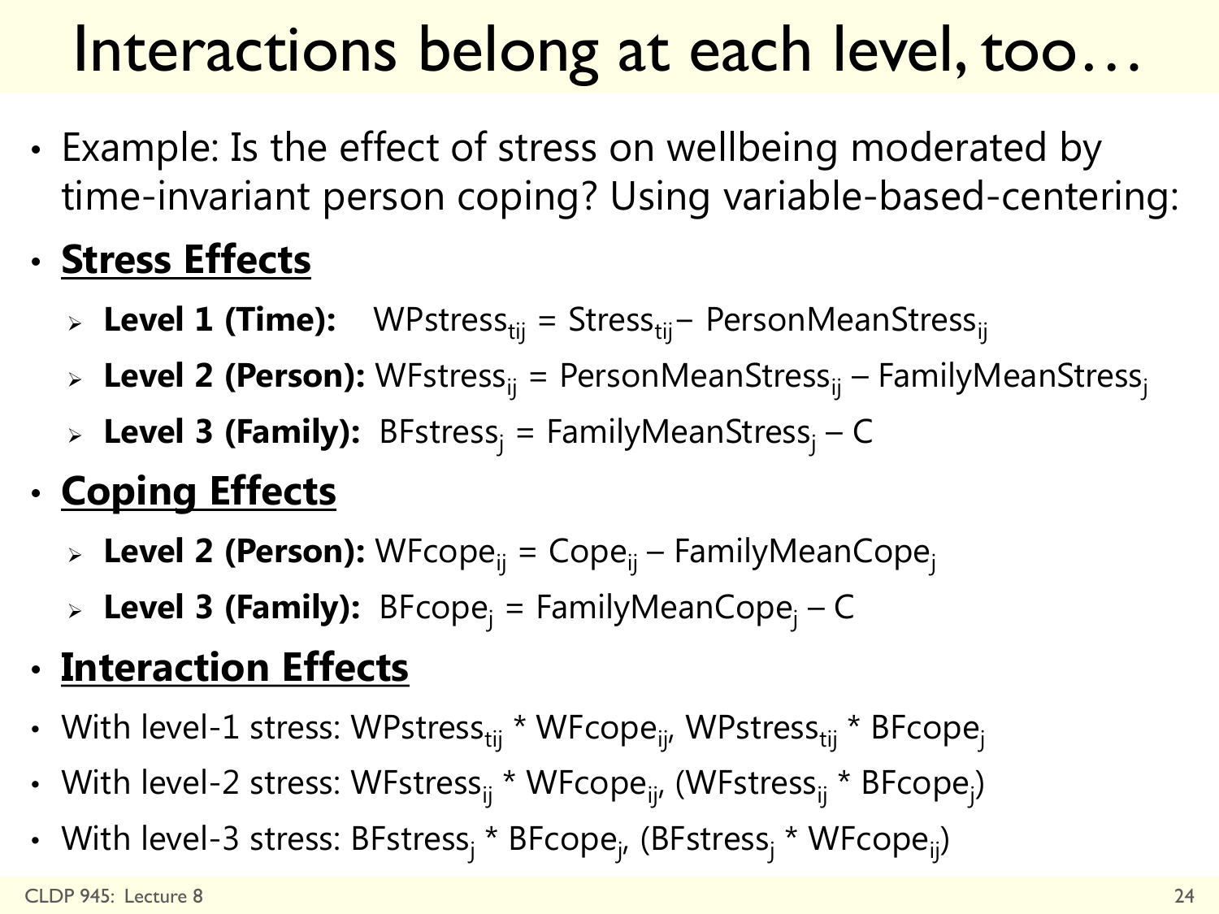# Interactions belong at each level, too…

- Example: Is the effect of stress on wellbeing moderated by time-invariant person coping? Using variable-based-centering:
- **Stress Effects**
  - **Level 1 (Time):** $WPstress_{tij} = Stress_{tij} - PersonMeanStress_{ij}$
  - **Level 2 (Person):** $WFstress_{ij} = PersonMeanStress_{ij} - FamilyMeanStress_{j}$
  - **Level 3 (Family):** $BFstress_{j} = FamilyMeanStress_{j} - C$
- **Coping Effects**
  - **Level 2 (Person):** $WFcope_{ij} = Cope_{ij} - FamilyMeanCope_{j}$
  - **Level 3 (Family):** $BFcope_{j} = FamilyMeanCope_{j} - C$
- **Interaction Effects**
- With level-1 stress: $WPstress_{tij} * WFcope_{ij}$, $WPstress_{tij} * BFcope_{j}$
- With level-2 stress: $WFstress_{ij} * WFcope_{ij}$, ($WFstress_{ij} * BFcope_{j}$)
- With level-3 stress: $BFstress_{j} * BFcope_{j}$, ($BFstress_{j} * WFcope_{ij}$)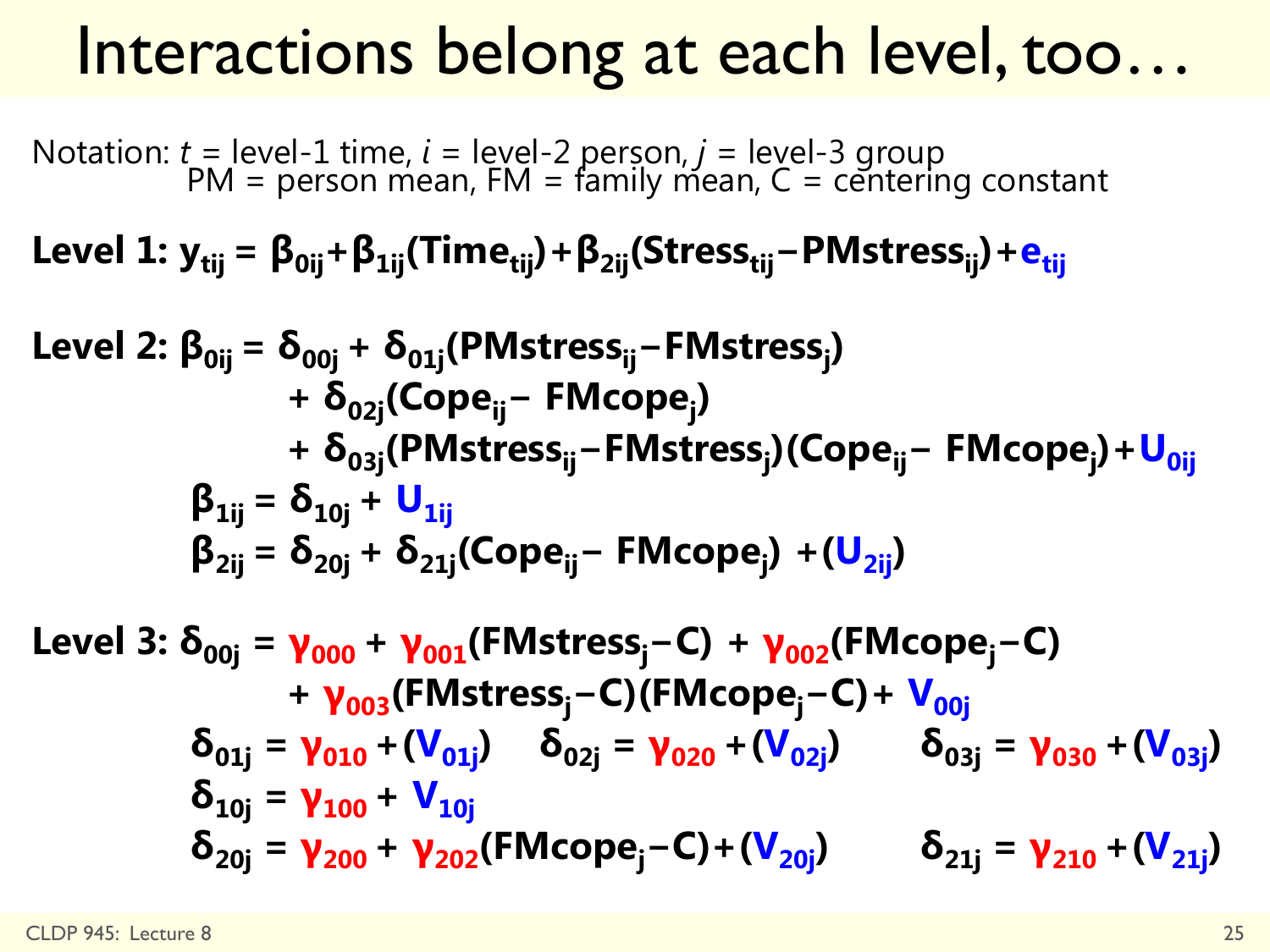# Interactions belong at each level, too…

Notation: $t$ = level-1 time, $i$ = level-2 person, $j$ = level-3 group
PM = person mean, FM = family mean, C = centering constant

**Level 1:** $y_{tij} = \beta_{0ij} + \beta_{1ij}(Time_{tij}) + \beta_{2ij}(Stress_{tij} - PMstress_{ij}) + e_{tij}$

**Level 2:**

$$\beta_{0ij} = \delta_{00j} + \delta_{01j}(PMstress_{ij} - FMstress_j) + \delta_{02j}(Cope_{ij} - FMcope_j) + \delta_{03j}(PMstress_{ij} - FMstress_j)(Cope_{ij} - FMcope_j) + U_{0ij}$$

$$\beta_{1ij} = \delta_{10j} + U_{1ij}$$

$$\beta_{2ij} = \delta_{20j} + \delta_{21j}(Cope_{ij} - FMcope_j) + (U_{2ij})$$

**Level 3:**

$$\delta_{00j} = \gamma_{000} + \gamma_{001}(FMstress_j - C) + \gamma_{002}(FMcope_j - C) + \gamma_{003}(FMstress_j - C)(FMcope_j - C) + V_{00j}$$

$$\delta_{01j} = \gamma_{010} + (V_{01j}) \qquad \delta_{02j} = \gamma_{020} + (V_{02j}) \qquad \delta_{03j} = \gamma_{030} + (V_{03j})$$

$$\delta_{10j} = \gamma_{100} + V_{10j}$$

$$\delta_{20j} = \gamma_{200} + \gamma_{202}(FMcope_j - C) + (V_{20j}) \qquad \delta_{21j} = \gamma_{210} + (V_{21j})$$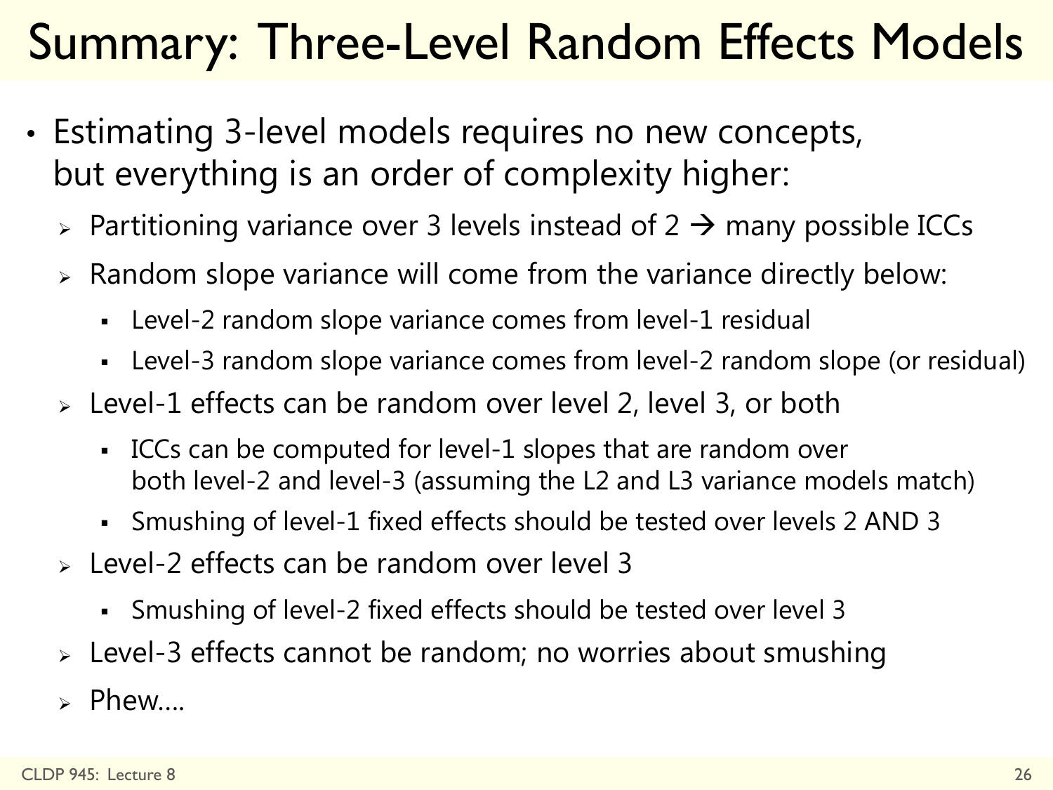# Summary: Three-Level Random Effects Models

- Estimating 3-level models requires no new concepts, but everything is an order of complexity higher:
  - Partitioning variance over 3 levels instead of 2 → many possible ICCs
  - Random slope variance will come from the variance directly below:
    - Level-2 random slope variance comes from level-1 residual
    - Level-3 random slope variance comes from level-2 random slope (or residual)
  - Level-1 effects can be random over level 2, level 3, or both
    - ICCs can be computed for level-1 slopes that are random over both level-2 and level-3 (assuming the L2 and L3 variance models match)
    - Smushing of level-1 fixed effects should be tested over levels 2 AND 3
  - Level-2 effects can be random over level 3
    - Smushing of level-2 fixed effects should be tested over level 3
  - Level-3 effects cannot be random; no worries about smushing
  - Phew….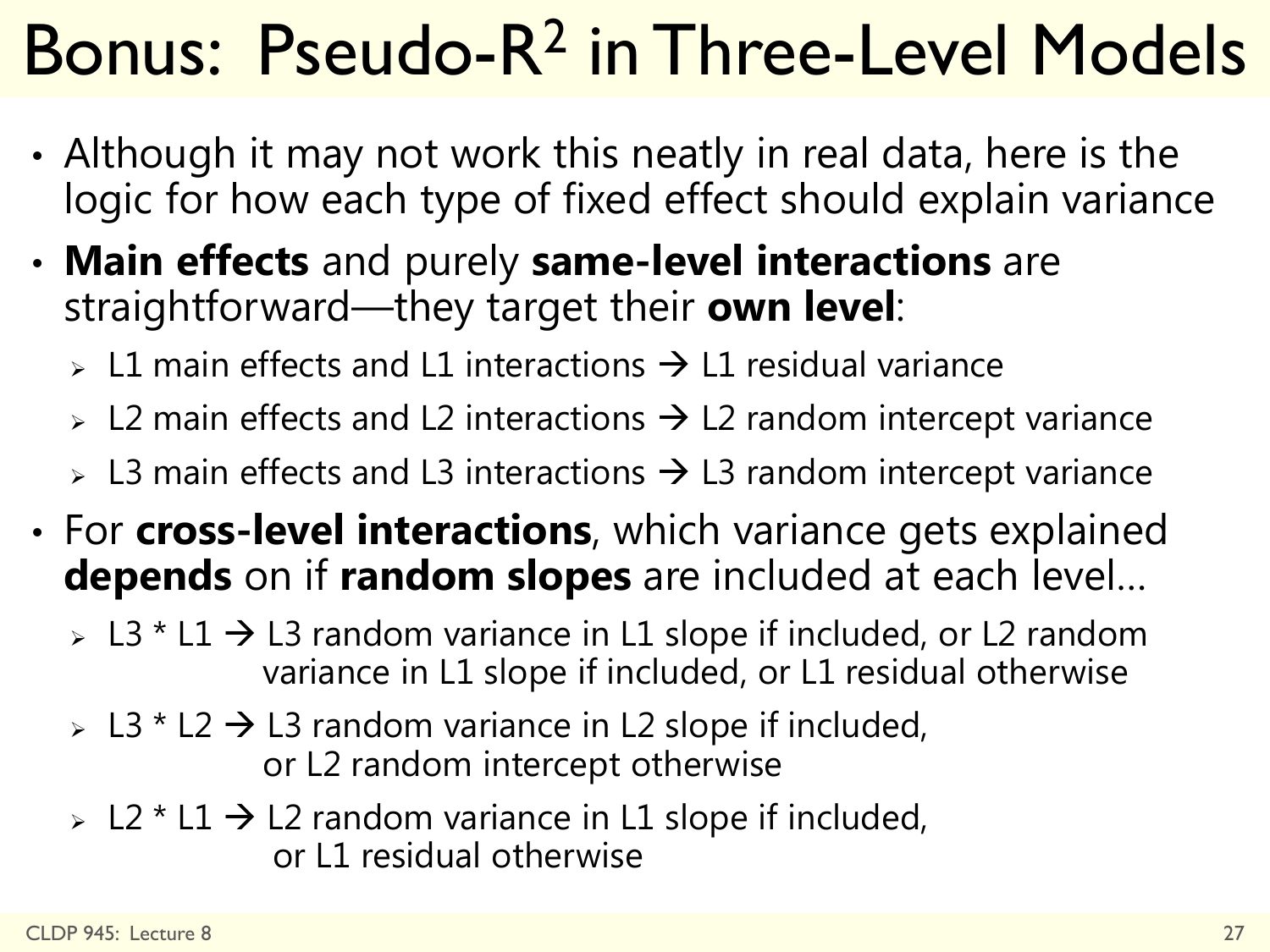# Bonus: Pseudo-$R^2$ in Three-Level Models

- Although it may not work this neatly in real data, here is the logic for how each type of fixed effect should explain variance
- **Main effects** and purely **same-level interactions** are straightforward—they target their **own level**:
  - L1 main effects and L1 interactions → L1 residual variance
  - L2 main effects and L2 interactions → L2 random intercept variance
  - L3 main effects and L3 interactions → L3 random intercept variance
- For **cross-level interactions**, which variance gets explained **depends** on if **random slopes** are included at each level…
  - L3 * L1 → L3 random variance in L1 slope if included, or L2 random variance in L1 slope if included, or L1 residual otherwise
  - L3 * L2 → L3 random variance in L2 slope if included, or L2 random intercept otherwise
  - L2 * L1 → L2 random variance in L1 slope if included, or L1 residual otherwise